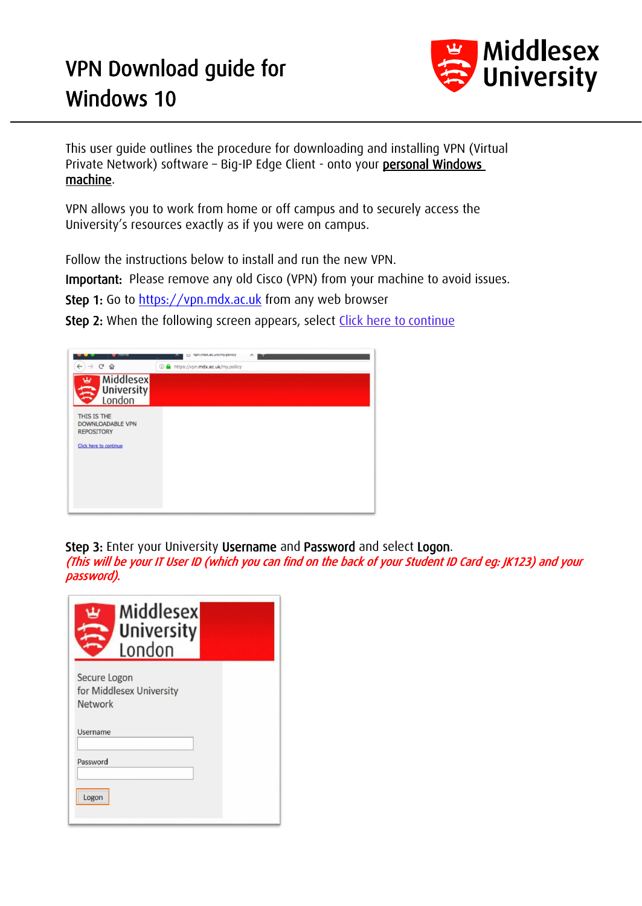# VPN Download guide for Windows 10

This user guide outlines the procedure for downloading and installing VPN (Virtual Private Network) software – Big-IP Edge Client - onto your <u>personal Windows machine</u>.

VPN allows you to work from home or off campus and to securely access the University's resources exactly as if you were on campus.

Follow the instructions below to install and run the new VPN.

**Important:** Please remove any old Cisco (VPN) from your machine to avoid issues.

**Step 1:** Go to [https://vpn.mdx.ac.uk](https://vpn.mdx.ac.uk) from any web browser

**Step 2:** When the following screen appears, select Click here to continue

**Step 3:** Enter your University **Username** and **Password** and select **Logon**.
*(This will be your IT User ID (which you can find on the back of your Student ID Card eg: JK123) and your password).*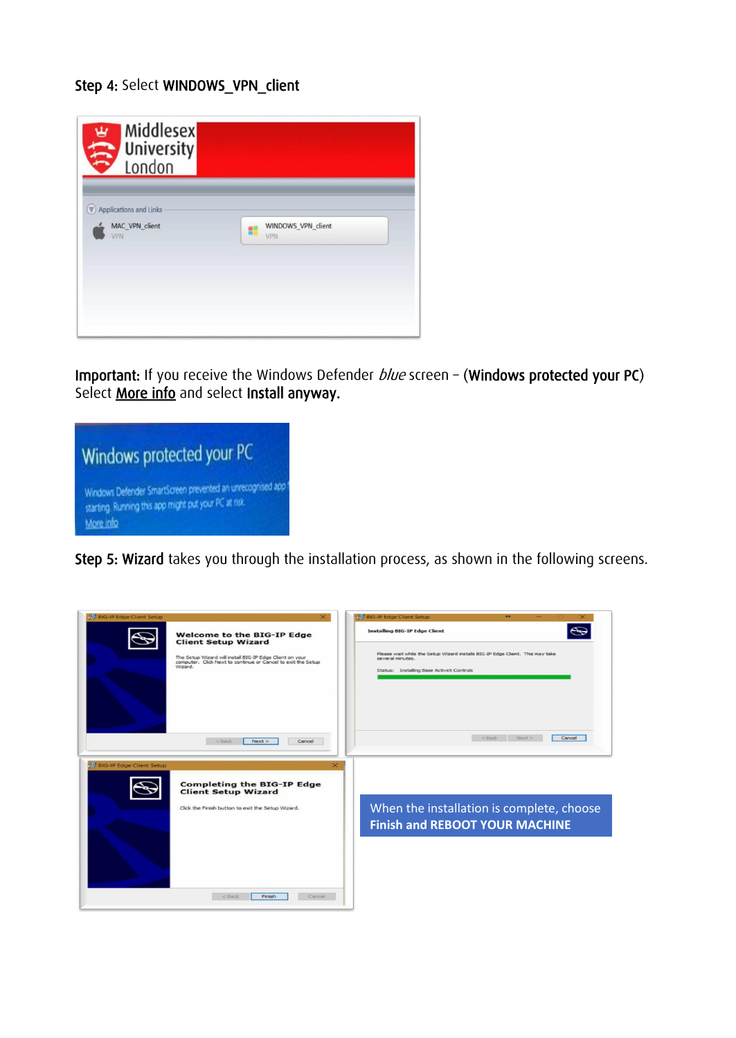**Step 4:** Select **WINDOWS_VPN_client**

**Important:** If you receive the Windows Defender *blue* screen – (**Windows protected your PC**) Select **More info** and select **Install anyway.**

**Step 5: Wizard** takes you through the installation process, as shown in the following screens.

When the installation is complete, choose **Finish and REBOOT YOUR MACHINE**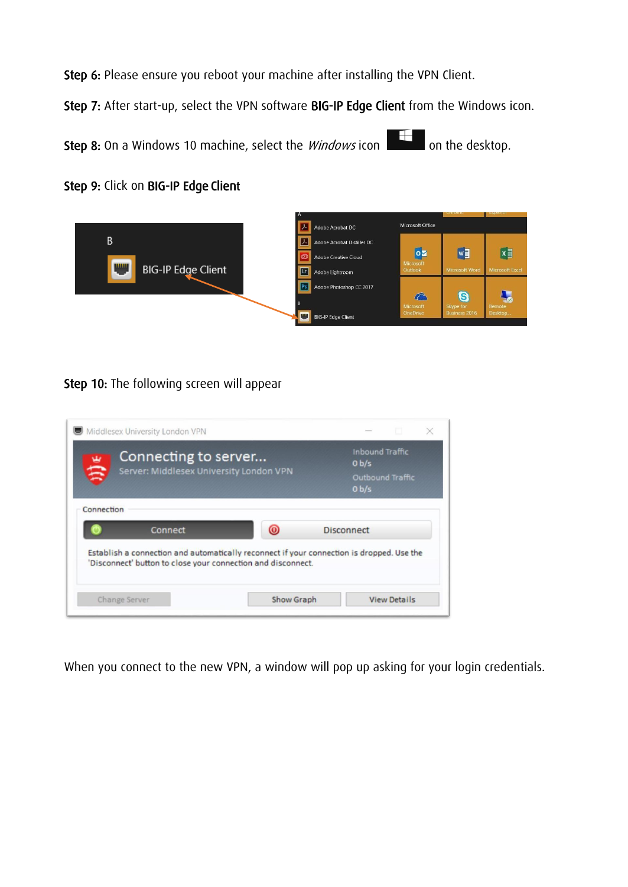**Step 6:** Please ensure you reboot your machine after installing the VPN Client.

**Step 7:** After start-up, select the VPN software **BIG-IP Edge Client** from the Windows icon.

**Step 8:** On a Windows 10 machine, select the *Windows* icon on the desktop.

**Step 9:** Click on **BIG-IP Edge Client**

**Step 10:** The following screen will appear

When you connect to the new VPN, a window will pop up asking for your login credentials.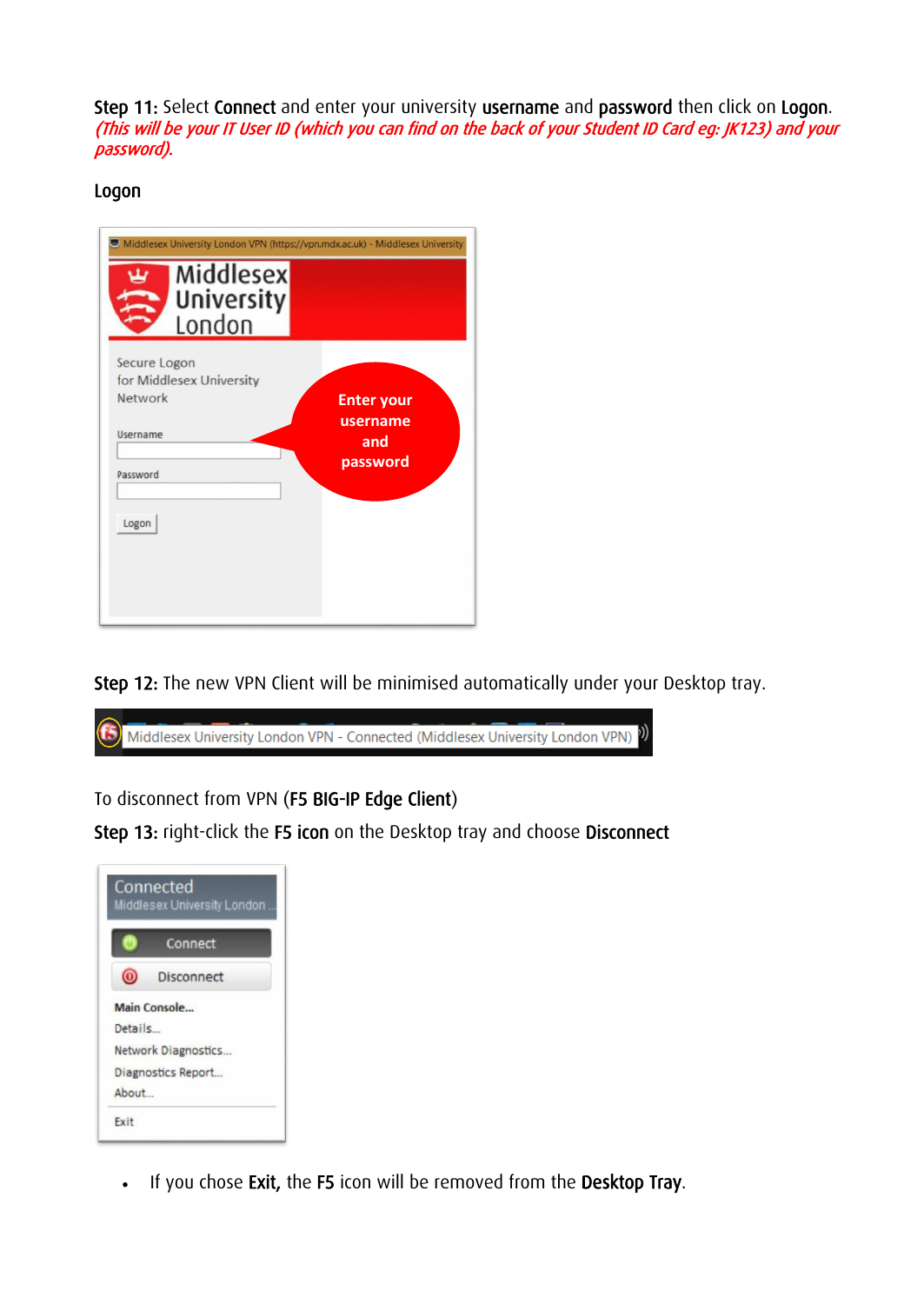**Step 11:** Select **Connect** and enter your university **username** and **password** then click on **Logon**. *(This will be your IT User ID (which you can find on the back of your Student ID Card eg: JK123) and your password).*

**Logon**

**Step 12:** The new VPN Client will be minimised automatically under your Desktop tray.

To disconnect from VPN (**F5 BIG-IP Edge Client**)

**Step 13:** right-click the **F5 icon** on the Desktop tray and choose **Disconnect**

- If you chose **Exit,** the **F5** icon will be removed from the **Desktop Tray**.